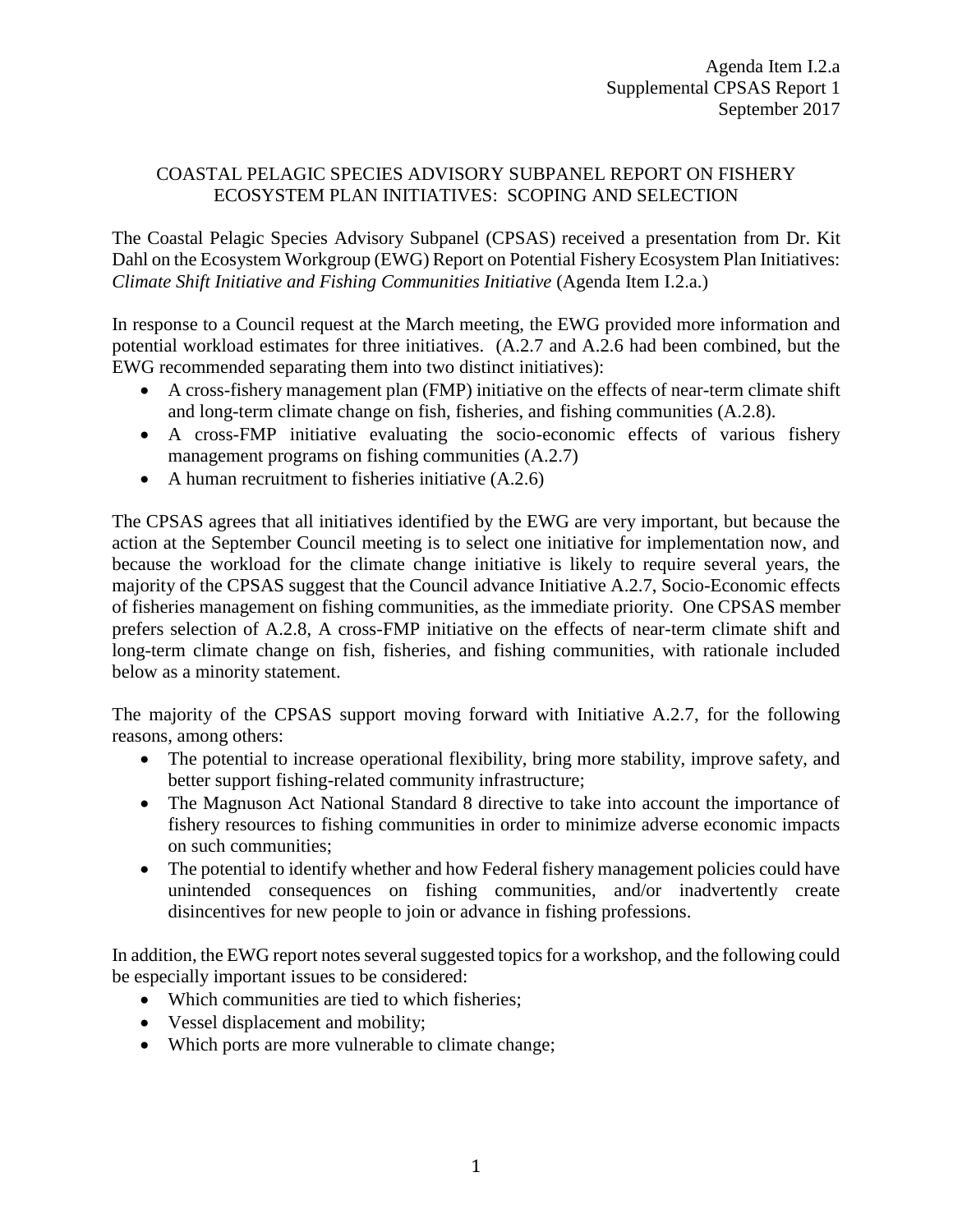Agenda Item I.2.a
Supplemental CPSAS Report 1
September 2017

# COASTAL PELAGIC SPECIES ADVISORY SUBPANEL REPORT ON FISHERY ECOSYSTEM PLAN INITIATIVES: SCOPING AND SELECTION

The Coastal Pelagic Species Advisory Subpanel (CPSAS) received a presentation from Dr. Kit Dahl on the Ecosystem Workgroup (EWG) Report on Potential Fishery Ecosystem Plan Initiatives: *Climate Shift Initiative and Fishing Communities Initiative* (Agenda Item I.2.a.)

In response to a Council request at the March meeting, the EWG provided more information and potential workload estimates for three initiatives. (A.2.7 and A.2.6 had been combined, but the EWG recommended separating them into two distinct initiatives):

- A cross-fishery management plan (FMP) initiative on the effects of near-term climate shift and long-term climate change on fish, fisheries, and fishing communities (A.2.8).
- A cross-FMP initiative evaluating the socio-economic effects of various fishery management programs on fishing communities (A.2.7)
- A human recruitment to fisheries initiative (A.2.6)

The CPSAS agrees that all initiatives identified by the EWG are very important, but because the action at the September Council meeting is to select one initiative for implementation now, and because the workload for the climate change initiative is likely to require several years, the majority of the CPSAS suggest that the Council advance Initiative A.2.7, Socio-Economic effects of fisheries management on fishing communities, as the immediate priority. One CPSAS member prefers selection of A.2.8, A cross-FMP initiative on the effects of near-term climate shift and long-term climate change on fish, fisheries, and fishing communities, with rationale included below as a minority statement.

The majority of the CPSAS support moving forward with Initiative A.2.7, for the following reasons, among others:

- The potential to increase operational flexibility, bring more stability, improve safety, and better support fishing-related community infrastructure;
- The Magnuson Act National Standard 8 directive to take into account the importance of fishery resources to fishing communities in order to minimize adverse economic impacts on such communities;
- The potential to identify whether and how Federal fishery management policies could have unintended consequences on fishing communities, and/or inadvertently create disincentives for new people to join or advance in fishing professions.

In addition, the EWG report notes several suggested topics for a workshop, and the following could be especially important issues to be considered:

- Which communities are tied to which fisheries;
- Vessel displacement and mobility;
- Which ports are more vulnerable to climate change;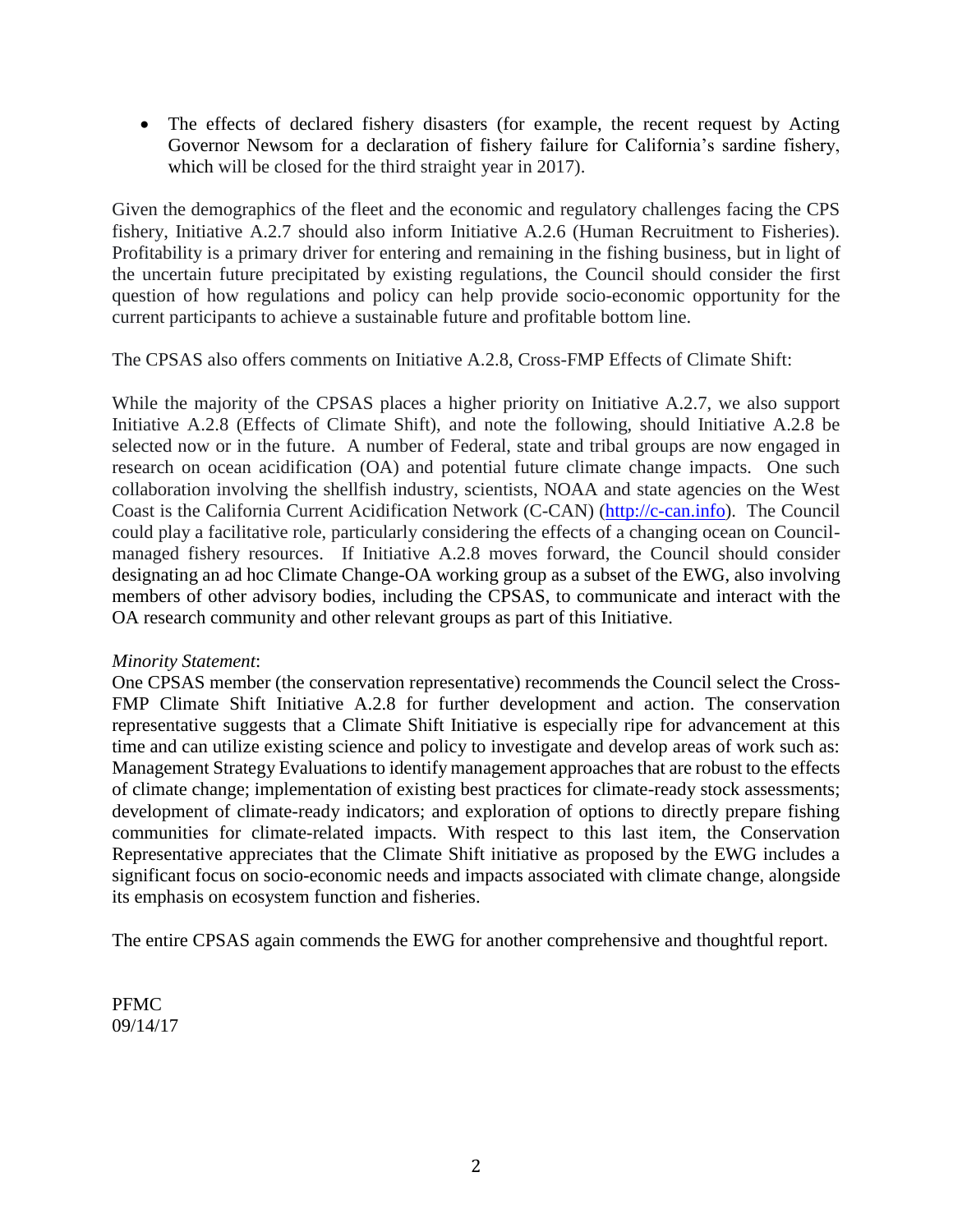- The effects of declared fishery disasters (for example, the recent request by Acting Governor Newsom for a declaration of fishery failure for California's sardine fishery, which will be closed for the third straight year in 2017).

Given the demographics of the fleet and the economic and regulatory challenges facing the CPS fishery, Initiative A.2.7 should also inform Initiative A.2.6 (Human Recruitment to Fisheries). Profitability is a primary driver for entering and remaining in the fishing business, but in light of the uncertain future precipitated by existing regulations, the Council should consider the first question of how regulations and policy can help provide socio-economic opportunity for the current participants to achieve a sustainable future and profitable bottom line.

The CPSAS also offers comments on Initiative A.2.8, Cross-FMP Effects of Climate Shift:

While the majority of the CPSAS places a higher priority on Initiative A.2.7, we also support Initiative A.2.8 (Effects of Climate Shift), and note the following, should Initiative A.2.8 be selected now or in the future. A number of Federal, state and tribal groups are now engaged in research on ocean acidification (OA) and potential future climate change impacts. One such collaboration involving the shellfish industry, scientists, NOAA and state agencies on the West Coast is the California Current Acidification Network (C-CAN) (http://c-can.info). The Council could play a facilitative role, particularly considering the effects of a changing ocean on Council-managed fishery resources. If Initiative A.2.8 moves forward, the Council should consider designating an ad hoc Climate Change-OA working group as a subset of the EWG, also involving members of other advisory bodies, including the CPSAS, to communicate and interact with the OA research community and other relevant groups as part of this Initiative.

*Minority Statement*:
One CPSAS member (the conservation representative) recommends the Council select the Cross-FMP Climate Shift Initiative A.2.8 for further development and action. The conservation representative suggests that a Climate Shift Initiative is especially ripe for advancement at this time and can utilize existing science and policy to investigate and develop areas of work such as: Management Strategy Evaluations to identify management approaches that are robust to the effects of climate change; implementation of existing best practices for climate-ready stock assessments; development of climate-ready indicators; and exploration of options to directly prepare fishing communities for climate-related impacts. With respect to this last item, the Conservation Representative appreciates that the Climate Shift initiative as proposed by the EWG includes a significant focus on socio-economic needs and impacts associated with climate change, alongside its emphasis on ecosystem function and fisheries.

The entire CPSAS again commends the EWG for another comprehensive and thoughtful report.

PFMC
09/14/17